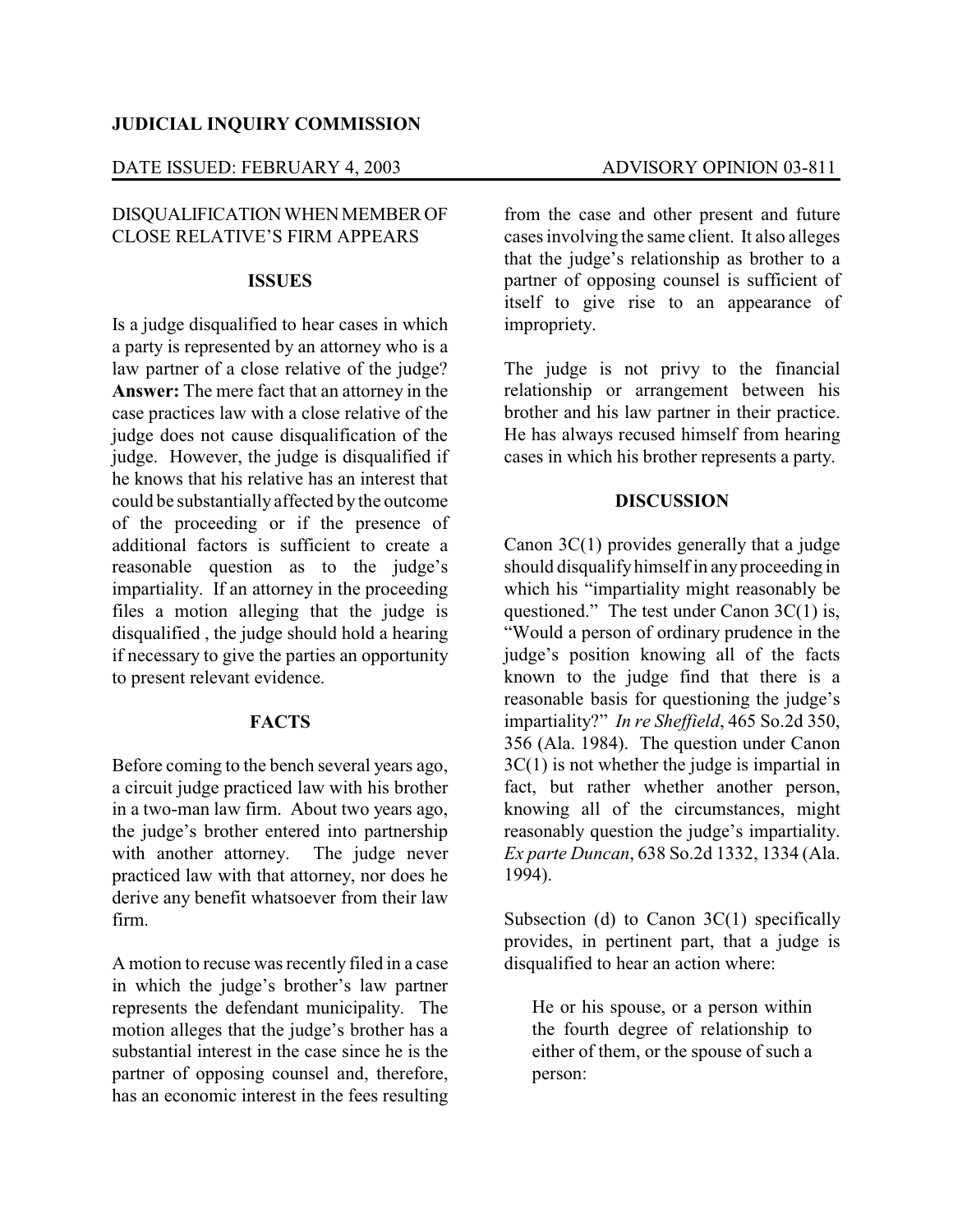**JUDICIAL INQUIRY COMMISSION**

DATE ISSUED: FEBRUARY 4, 2003 ADVISORY OPINION 03-811

DISQUALIFICATION WHEN MEMBER OF CLOSE RELATIVE'S FIRM APPEARS

**ISSUES**

Is a judge disqualified to hear cases in which a party is represented by an attorney who is a law partner of a close relative of the judge? **Answer:** The mere fact that an attorney in the case practices law with a close relative of the judge does not cause disqualification of the judge. However, the judge is disqualified if he knows that his relative has an interest that could be substantially affected by the outcome of the proceeding or if the presence of additional factors is sufficient to create a reasonable question as to the judge's impartiality. If an attorney in the proceeding files a motion alleging that the judge is disqualified , the judge should hold a hearing if necessary to give the parties an opportunity to present relevant evidence.

**FACTS**

Before coming to the bench several years ago, a circuit judge practiced law with his brother in a two-man law firm. About two years ago, the judge's brother entered into partnership with another attorney. The judge never practiced law with that attorney, nor does he derive any benefit whatsoever from their law firm.

A motion to recuse was recently filed in a case in which the judge's brother's law partner represents the defendant municipality. The motion alleges that the judge's brother has a substantial interest in the case since he is the partner of opposing counsel and, therefore, has an economic interest in the fees resulting from the case and other present and future cases involving the same client. It also alleges that the judge's relationship as brother to a partner of opposing counsel is sufficient of itself to give rise to an appearance of impropriety.

The judge is not privy to the financial relationship or arrangement between his brother and his law partner in their practice. He has always recused himself from hearing cases in which his brother represents a party.

**DISCUSSION**

Canon 3C(1) provides generally that a judge should disqualify himself in any proceeding in which his "impartiality might reasonably be questioned." The test under Canon 3C(1) is, "Would a person of ordinary prudence in the judge's position knowing all of the facts known to the judge find that there is a reasonable basis for questioning the judge's impartiality?" *In re Sheffield*, 465 So.2d 350, 356 (Ala. 1984). The question under Canon 3C(1) is not whether the judge is impartial in fact, but rather whether another person, knowing all of the circumstances, might reasonably question the judge's impartiality. *Ex parte Duncan*, 638 So.2d 1332, 1334 (Ala. 1994).

Subsection (d) to Canon 3C(1) specifically provides, in pertinent part, that a judge is disqualified to hear an action where:

> He or his spouse, or a person within the fourth degree of relationship to either of them, or the spouse of such a person: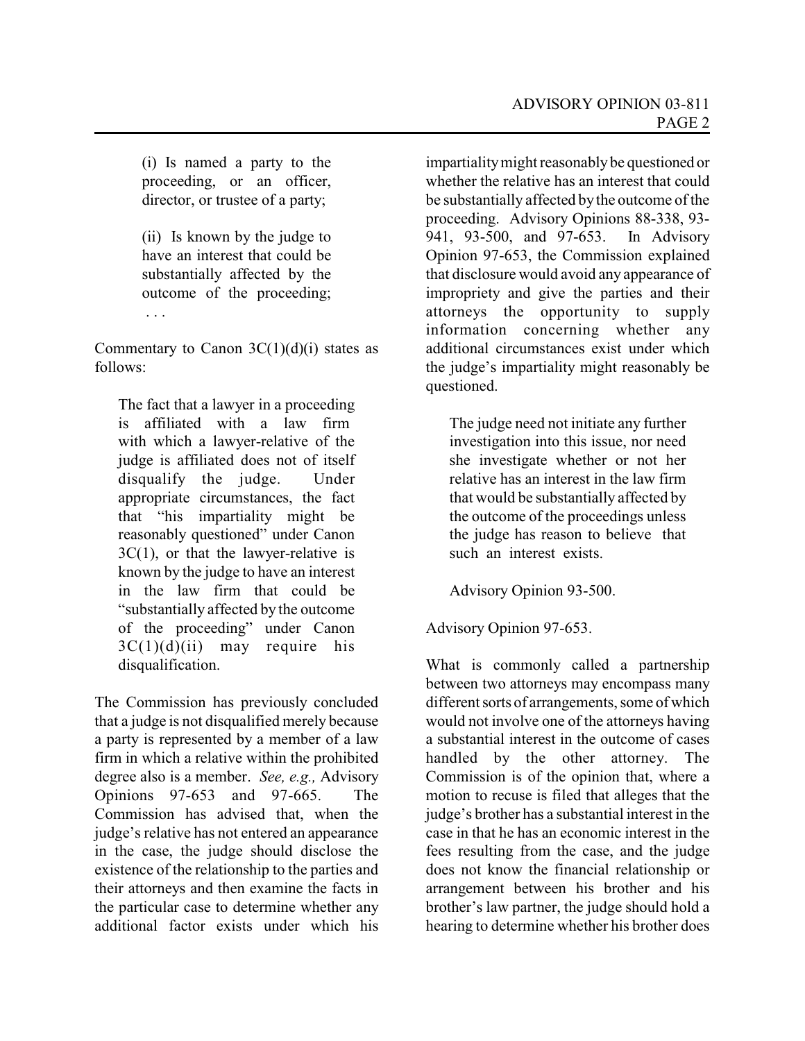> (i) Is named a party to the proceeding, or an officer, director, or trustee of a party;
>
> (ii) Is known by the judge to have an interest that could be substantially affected by the outcome of the proceeding; . . .

Commentary to Canon 3C(1)(d)(i) states as follows:

> The fact that a lawyer in a proceeding is affiliated with a law firm with which a lawyer-relative of the judge is affiliated does not of itself disqualify the judge. Under appropriate circumstances, the fact that "his impartiality might be reasonably questioned" under Canon 3C(1), or that the lawyer-relative is known by the judge to have an interest in the law firm that could be "substantially affected by the outcome of the proceeding" under Canon 3C(1)(d)(ii) may require his disqualification.

The Commission has previously concluded that a judge is not disqualified merely because a party is represented by a member of a law firm in which a relative within the prohibited degree also is a member. *See, e.g.,* Advisory Opinions 97-653 and 97-665. The Commission has advised that, when the judge's relative has not entered an appearance in the case, the judge should disclose the existence of the relationship to the parties and their attorneys and then examine the facts in the particular case to determine whether any additional factor exists under which his impartiality might reasonably be questioned or whether the relative has an interest that could be substantially affected by the outcome of the proceeding. Advisory Opinions 88-338, 93-941, 93-500, and 97-653. In Advisory Opinion 97-653, the Commission explained that disclosure would avoid any appearance of impropriety and give the parties and their attorneys the opportunity to supply information concerning whether any additional circumstances exist under which the judge's impartiality might reasonably be questioned.

> The judge need not initiate any further investigation into this issue, nor need she investigate whether or not her relative has an interest in the law firm that would be substantially affected by the outcome of the proceedings unless the judge has reason to believe that such an interest exists.
>
> Advisory Opinion 93-500.

Advisory Opinion 97-653.

What is commonly called a partnership between two attorneys may encompass many different sorts of arrangements, some of which would not involve one of the attorneys having a substantial interest in the outcome of cases handled by the other attorney. The Commission is of the opinion that, where a motion to recuse is filed that alleges that the judge's brother has a substantial interest in the case in that he has an economic interest in the fees resulting from the case, and the judge does not know the financial relationship or arrangement between his brother and his brother's law partner, the judge should hold a hearing to determine whether his brother does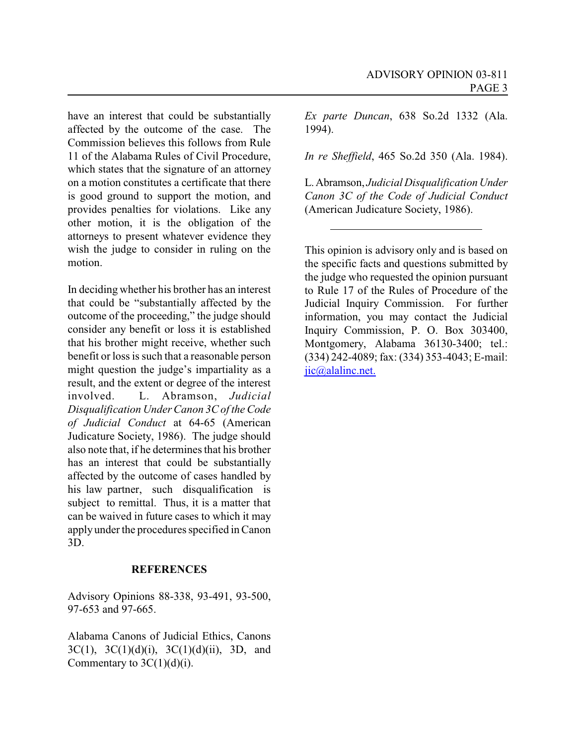have an interest that could be substantially affected by the outcome of the case. The Commission believes this follows from Rule 11 of the Alabama Rules of Civil Procedure, which states that the signature of an attorney on a motion constitutes a certificate that there is good ground to support the motion, and provides penalties for violations. Like any other motion, it is the obligation of the attorneys to present whatever evidence they wish the judge to consider in ruling on the motion.

In deciding whether his brother has an interest that could be "substantially affected by the outcome of the proceeding," the judge should consider any benefit or loss it is established that his brother might receive, whether such benefit or loss is such that a reasonable person might question the judge's impartiality as a result, and the extent or degree of the interest involved. L. Abramson, *Judicial Disqualification Under Canon 3C of the Code of Judicial Conduct* at 64-65 (American Judicature Society, 1986). The judge should also note that, if he determines that his brother has an interest that could be substantially affected by the outcome of cases handled by his law partner, such disqualification is subject to remittal. Thus, it is a matter that can be waived in future cases to which it may apply under the procedures specified in Canon 3D.

## REFERENCES

Advisory Opinions 88-338, 93-491, 93-500, 97-653 and 97-665.

Alabama Canons of Judicial Ethics, Canons 3C(1), 3C(1)(d)(i), 3C(1)(d)(ii), 3D, and Commentary to 3C(1)(d)(i).

*Ex parte Duncan*, 638 So.2d 1332 (Ala. 1994).

*In re Sheffield*, 465 So.2d 350 (Ala. 1984).

L. Abramson, *Judicial Disqualification Under Canon 3C of the Code of Judicial Conduct* (American Judicature Society, 1986).

---

This opinion is advisory only and is based on the specific facts and questions submitted by the judge who requested the opinion pursuant to Rule 17 of the Rules of Procedure of the Judicial Inquiry Commission. For further information, you may contact the Judicial Inquiry Commission, P. O. Box 303400, Montgomery, Alabama 36130-3400; tel.: (334) 242-4089; fax: (334) 353-4043; E-mail: jic@alalinc.net.